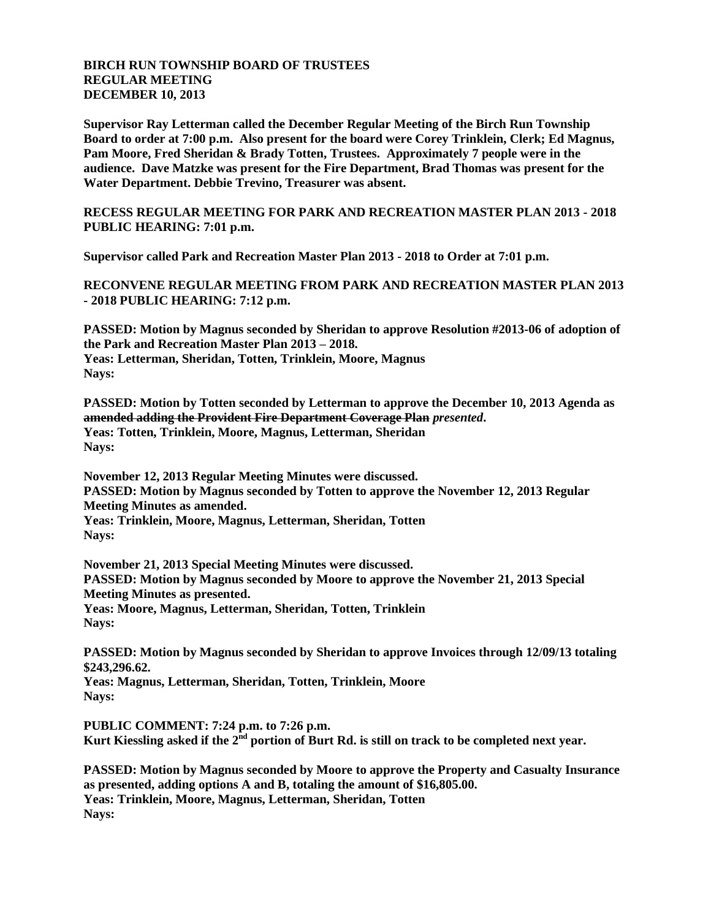**BIRCH RUN TOWNSHIP BOARD OF TRUSTEES**
**REGULAR MEETING**
**DECEMBER 10, 2013**

**Supervisor Ray Letterman called the December Regular Meeting of the Birch Run Township Board to order at 7:00 p.m. Also present for the board were Corey Trinklein, Clerk; Ed Magnus, Pam Moore, Fred Sheridan & Brady Totten, Trustees. Approximately 7 people were in the audience. Dave Matzke was present for the Fire Department, Brad Thomas was present for the Water Department. Debbie Trevino, Treasurer was absent.**

**RECESS REGULAR MEETING FOR PARK AND RECREATION MASTER PLAN 2013 - 2018 PUBLIC HEARING: 7:01 p.m.**

**Supervisor called Park and Recreation Master Plan 2013 - 2018 to Order at 7:01 p.m.**

**RECONVENE REGULAR MEETING FROM PARK AND RECREATION MASTER PLAN 2013 - 2018 PUBLIC HEARING: 7:12 p.m.**

**PASSED: Motion by Magnus seconded by Sheridan to approve Resolution #2013-06 of adoption of the Park and Recreation Master Plan 2013 – 2018.**
**Yeas: Letterman, Sheridan, Totten, Trinklein, Moore, Magnus**
**Nays:**

**PASSED: Motion by Totten seconded by Letterman to approve the December 10, 2013 Agenda as ~~amended adding the Provident Fire Department Coverage Plan~~ *presented*.**
**Yeas: Totten, Trinklein, Moore, Magnus, Letterman, Sheridan**
**Nays:**

**November 12, 2013 Regular Meeting Minutes were discussed.**
**PASSED: Motion by Magnus seconded by Totten to approve the November 12, 2013 Regular Meeting Minutes as amended.**
**Yeas: Trinklein, Moore, Magnus, Letterman, Sheridan, Totten**
**Nays:**

**November 21, 2013 Special Meeting Minutes were discussed.**
**PASSED: Motion by Magnus seconded by Moore to approve the November 21, 2013 Special Meeting Minutes as presented.**
**Yeas: Moore, Magnus, Letterman, Sheridan, Totten, Trinklein**
**Nays:**

**PASSED: Motion by Magnus seconded by Sheridan to approve Invoices through 12/09/13 totaling $243,296.62.**
**Yeas: Magnus, Letterman, Sheridan, Totten, Trinklein, Moore**
**Nays:**

**PUBLIC COMMENT: 7:24 p.m. to 7:26 p.m.**
**Kurt Kiessling asked if the 2nd portion of Burt Rd. is still on track to be completed next year.**

**PASSED: Motion by Magnus seconded by Moore to approve the Property and Casualty Insurance as presented, adding options A and B, totaling the amount of $16,805.00.**
**Yeas: Trinklein, Moore, Magnus, Letterman, Sheridan, Totten**
**Nays:**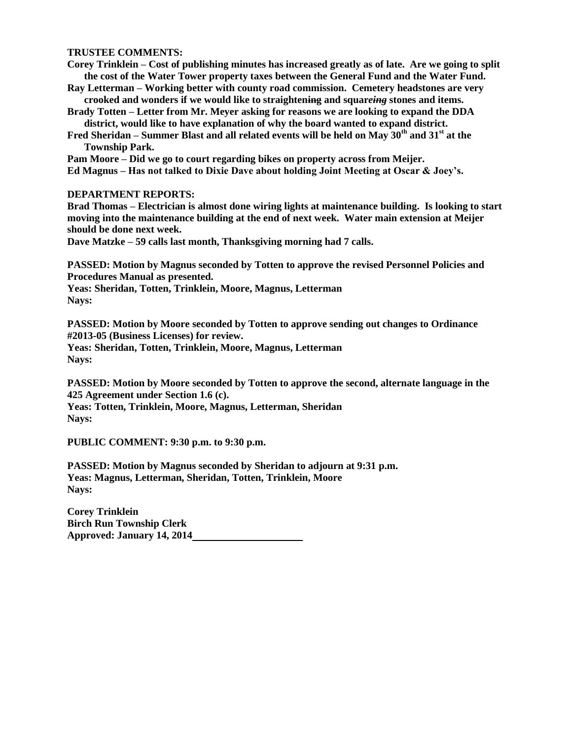**TRUSTEE COMMENTS:**

**Corey Trinklein – Cost of publishing minutes has increased greatly as of late. Are we going to split the cost of the Water Tower property taxes between the General Fund and the Water Fund.**

**Ray Letterman – Working better with county road commission. Cemetery headstones are very crooked and wonders if we would like to straighten~~ing~~ and squar*eing* stones and items.**

**Brady Totten – Letter from Mr. Meyer asking for reasons we are looking to expand the DDA district, would like to have explanation of why the board wanted to expand district.**

**Fred Sheridan – Summer Blast and all related events will be held on May 30th and 31st at the Township Park.**

**Pam Moore – Did we go to court regarding bikes on property across from Meijer.**

**Ed Magnus – Has not talked to Dixie Dave about holding Joint Meeting at Oscar & Joey's.**

**DEPARTMENT REPORTS:**

**Brad Thomas – Electrician is almost done wiring lights at maintenance building. Is looking to start moving into the maintenance building at the end of next week. Water main extension at Meijer should be done next week.**

**Dave Matzke – 59 calls last month, Thanksgiving morning had 7 calls.**

**PASSED: Motion by Magnus seconded by Totten to approve the revised Personnel Policies and Procedures Manual as presented.**
**Yeas: Sheridan, Totten, Trinklein, Moore, Magnus, Letterman**
**Nays:**

**PASSED: Motion by Moore seconded by Totten to approve sending out changes to Ordinance #2013-05 (Business Licenses) for review.**
**Yeas: Sheridan, Totten, Trinklein, Moore, Magnus, Letterman**
**Nays:**

**PASSED: Motion by Moore seconded by Totten to approve the second, alternate language in the 425 Agreement under Section 1.6 (c).**
**Yeas: Totten, Trinklein, Moore, Magnus, Letterman, Sheridan**
**Nays:**

**PUBLIC COMMENT: 9:30 p.m. to 9:30 p.m.**

**PASSED: Motion by Magnus seconded by Sheridan to adjourn at 9:31 p.m.**
**Yeas: Magnus, Letterman, Sheridan, Totten, Trinklein, Moore**
**Nays:**

**Corey Trinklein**
**Birch Run Township Clerk**
**Approved: January 14, 2014**______________________